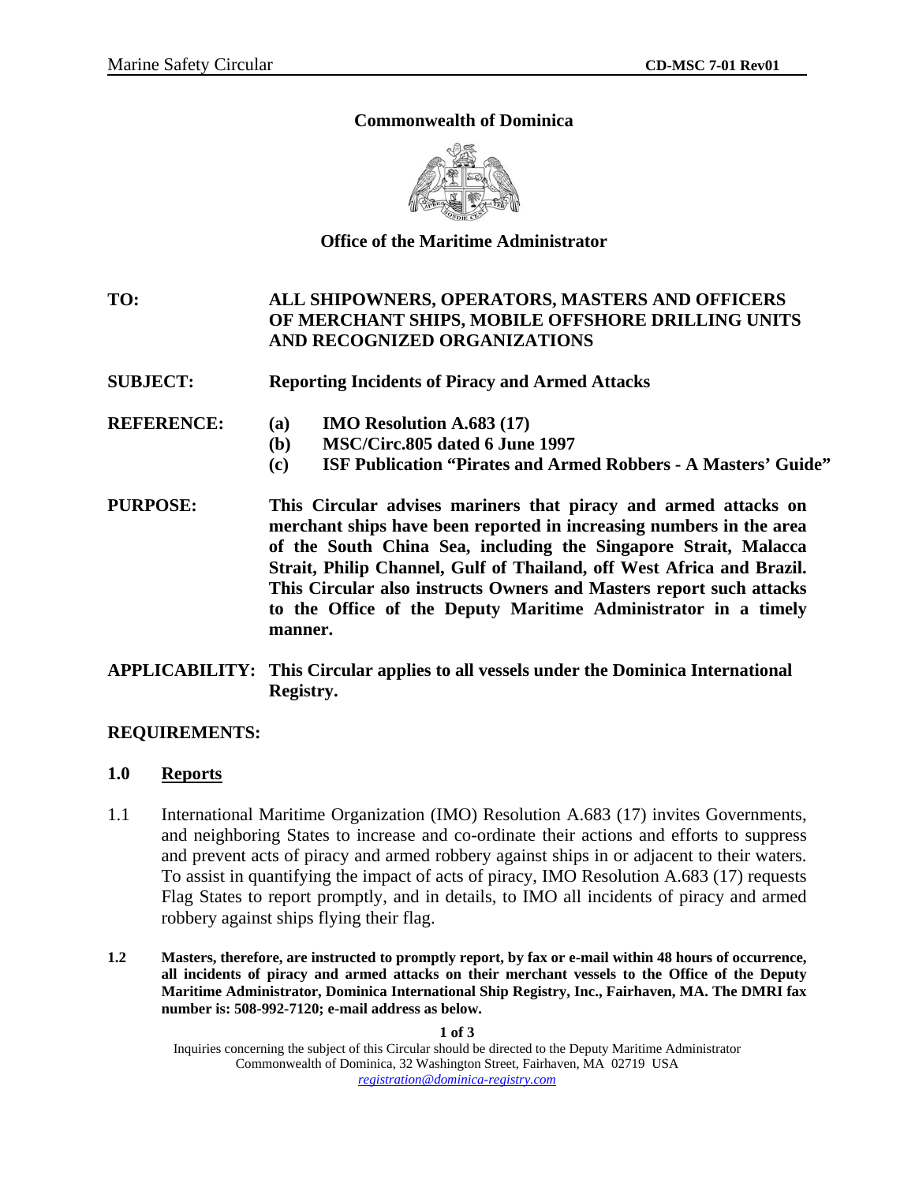**Commonwealth of Dominica**

**Office of the Maritime Administrator**

**TO:** **ALL SHIPOWNERS, OPERATORS, MASTERS AND OFFICERS OF MERCHANT SHIPS, MOBILE OFFSHORE DRILLING UNITS AND RECOGNIZED ORGANIZATIONS**

**SUBJECT:** **Reporting Incidents of Piracy and Armed Attacks**

**REFERENCE:**
- **(a) IMO Resolution A.683 (17)**
- **(b) MSC/Circ.805 dated 6 June 1997**
- **(c) ISF Publication "Pirates and Armed Robbers - A Masters' Guide"**

**PURPOSE:** **This Circular advises mariners that piracy and armed attacks on merchant ships have been reported in increasing numbers in the area of the South China Sea, including the Singapore Strait, Malacca Strait, Philip Channel, Gulf of Thailand, off West Africa and Brazil. This Circular also instructs Owners and Masters report such attacks to the Office of the Deputy Maritime Administrator in a timely manner.**

**APPLICABILITY:** **This Circular applies to all vessels under the Dominica International Registry.**

**REQUIREMENTS:**

## 1.0 Reports

1.1 International Maritime Organization (IMO) Resolution A.683 (17) invites Governments, and neighboring States to increase and co-ordinate their actions and efforts to suppress and prevent acts of piracy and armed robbery against ships in or adjacent to their waters. To assist in quantifying the impact of acts of piracy, IMO Resolution A.683 (17) requests Flag States to report promptly, and in details, to IMO all incidents of piracy and armed robbery against ships flying their flag.

**1.2 Masters, therefore, are instructed to promptly report, by fax or e-mail within 48 hours of occurrence, all incidents of piracy and armed attacks on their merchant vessels to the Office of the Deputy Maritime Administrator, Dominica International Ship Registry, Inc., Fairhaven, MA. The DMRI fax number is: 508-992-7120; e-mail address as below.**

Inquiries concerning the subject of this Circular should be directed to the Deputy Maritime Administrator
Commonwealth of Dominica, 32 Washington Street, Fairhaven, MA 02719 USA
registration@dominica-registry.com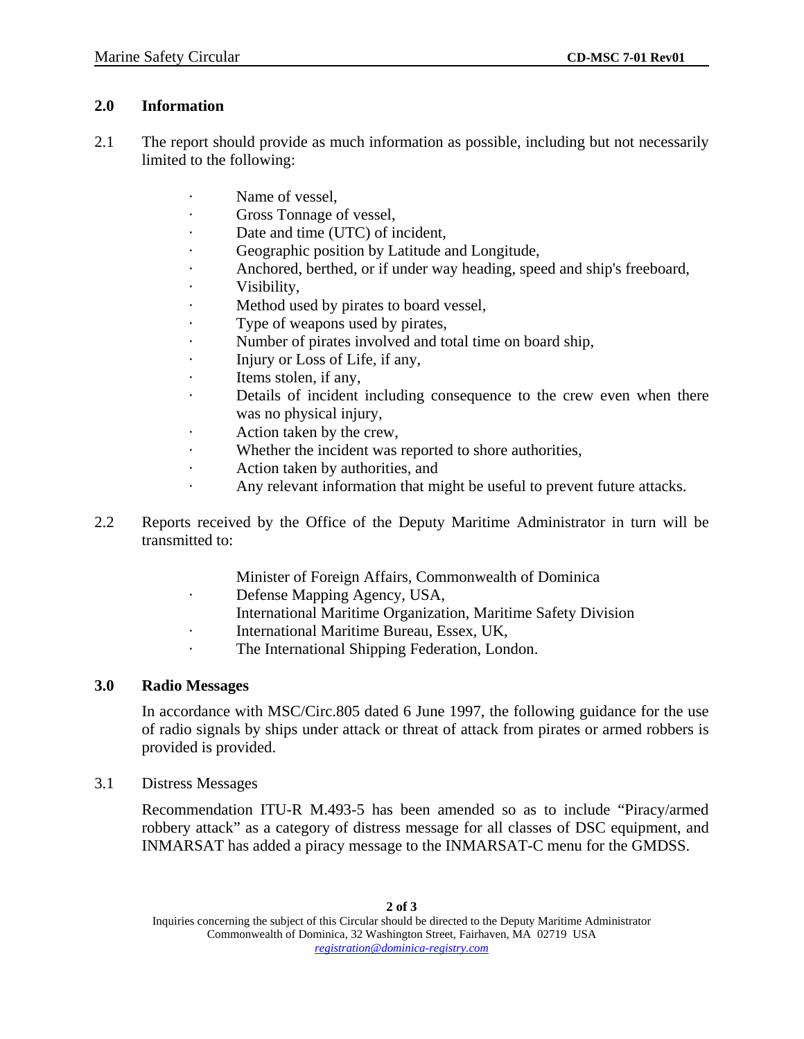## 2.0 Information

2.1 The report should provide as much information as possible, including but not necessarily limited to the following:

- Name of vessel,
- Gross Tonnage of vessel,
- Date and time (UTC) of incident,
- Geographic position by Latitude and Longitude,
- Anchored, berthed, or if under way heading, speed and ship's freeboard,
- Visibility,
- Method used by pirates to board vessel,
- Type of weapons used by pirates,
- Number of pirates involved and total time on board ship,
- Injury or Loss of Life, if any,
- Items stolen, if any,
- Details of incident including consequence to the crew even when there was no physical injury,
- Action taken by the crew,
- Whether the incident was reported to shore authorities,
- Action taken by authorities, and
- Any relevant information that might be useful to prevent future attacks.

2.2 Reports received by the Office of the Deputy Maritime Administrator in turn will be transmitted to:

- Minister of Foreign Affairs, Commonwealth of Dominica
- Defense Mapping Agency, USA,
- International Maritime Organization, Maritime Safety Division
- International Maritime Bureau, Essex, UK,
- The International Shipping Federation, London.

## 3.0 Radio Messages

In accordance with MSC/Circ.805 dated 6 June 1997, the following guidance for the use of radio signals by ships under attack or threat of attack from pirates or armed robbers is provided is provided.

3.1 Distress Messages

Recommendation ITU-R M.493-5 has been amended so as to include "Piracy/armed robbery attack" as a category of distress message for all classes of DSC equipment, and INMARSAT has added a piracy message to the INMARSAT-C menu for the GMDSS.

Inquiries concerning the subject of this Circular should be directed to the Deputy Maritime Administrator
Commonwealth of Dominica, 32 Washington Street, Fairhaven, MA 02719 USA
registration@dominica-registry.com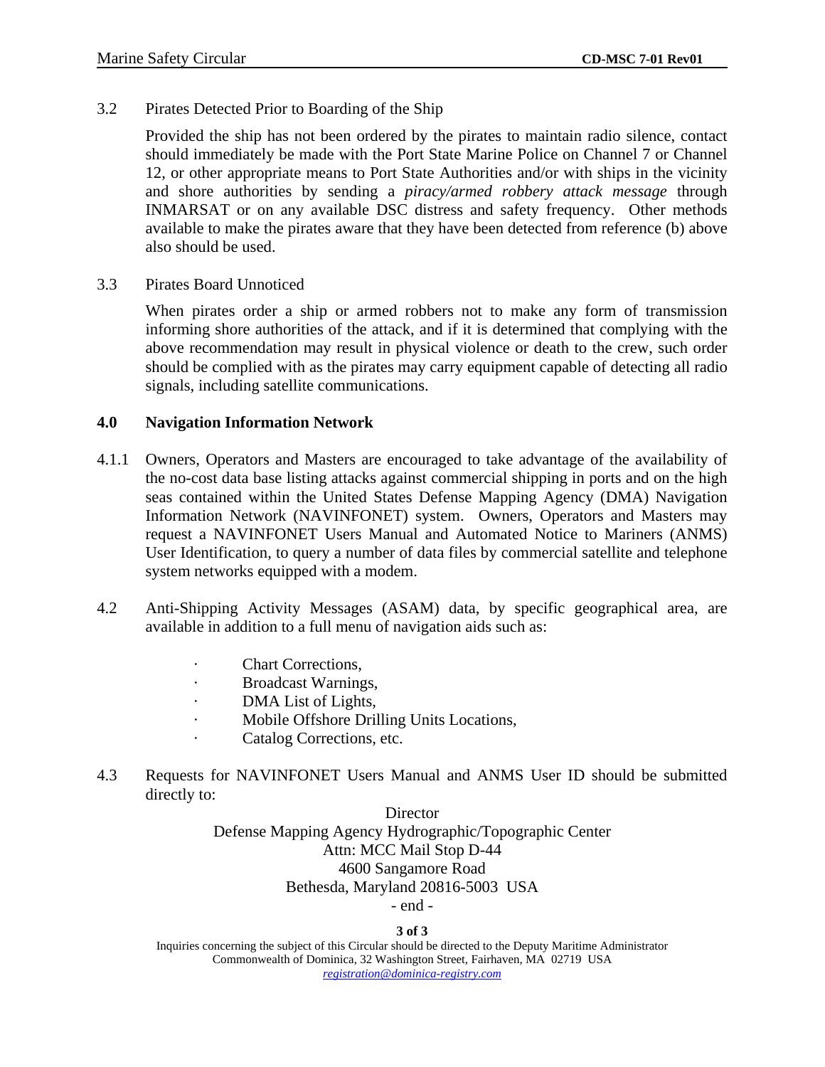3.2 Pirates Detected Prior to Boarding of the Ship

Provided the ship has not been ordered by the pirates to maintain radio silence, contact should immediately be made with the Port State Marine Police on Channel 7 or Channel 12, or other appropriate means to Port State Authorities and/or with ships in the vicinity and shore authorities by sending a *piracy/armed robbery attack message* through INMARSAT or on any available DSC distress and safety frequency. Other methods available to make the pirates aware that they have been detected from reference (b) above also should be used.

3.3 Pirates Board Unnoticed

When pirates order a ship or armed robbers not to make any form of transmission informing shore authorities of the attack, and if it is determined that complying with the above recommendation may result in physical violence or death to the crew, such order should be complied with as the pirates may carry equipment capable of detecting all radio signals, including satellite communications.

## 4.0 Navigation Information Network

4.1.1 Owners, Operators and Masters are encouraged to take advantage of the availability of the no-cost data base listing attacks against commercial shipping in ports and on the high seas contained within the United States Defense Mapping Agency (DMA) Navigation Information Network (NAVINFONET) system. Owners, Operators and Masters may request a NAVINFONET Users Manual and Automated Notice to Mariners (ANMS) User Identification, to query a number of data files by commercial satellite and telephone system networks equipped with a modem.

4.2 Anti-Shipping Activity Messages (ASAM) data, by specific geographical area, are available in addition to a full menu of navigation aids such as:

- Chart Corrections,
- Broadcast Warnings,
- DMA List of Lights,
- Mobile Offshore Drilling Units Locations,
- Catalog Corrections, etc.

4.3 Requests for NAVINFONET Users Manual and ANMS User ID should be submitted directly to:

Director
Defense Mapping Agency Hydrographic/Topographic Center
Attn: MCC Mail Stop D-44
4600 Sangamore Road
Bethesda, Maryland 20816-5003 USA

- end -

Inquiries concerning the subject of this Circular should be directed to the Deputy Maritime Administrator
Commonwealth of Dominica, 32 Washington Street, Fairhaven, MA 02719 USA
registration@dominica-registry.com